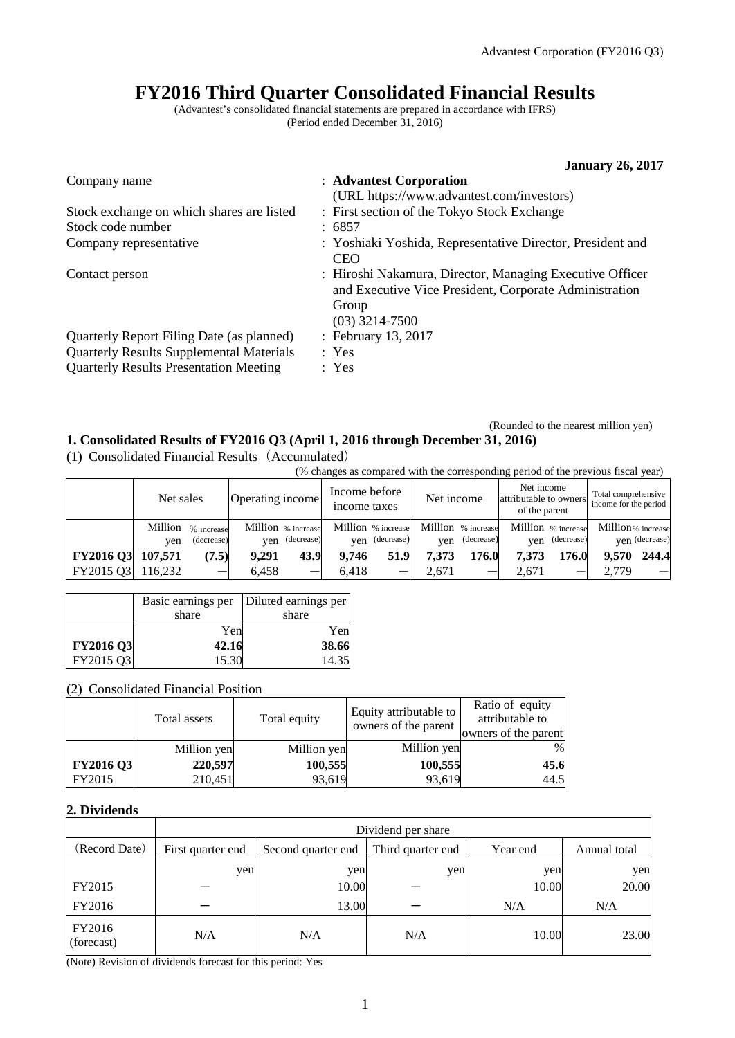# FY2016 Third Quarter Consolidated Financial Results

(Advantest's consolidated financial statements are prepared in accordance with IFRS)
(Period ended December 31, 2016)

**January 26, 2017**

| | |
|---|---|
| Company name | : **Advantest Corporation** (URL https://www.advantest.com/investors) |
| Stock exchange on which shares are listed | : First section of the Tokyo Stock Exchange |
| Stock code number | : 6857 |
| Company representative | : Yoshiaki Yoshida, Representative Director, President and CEO |
| Contact person | : Hiroshi Nakamura, Director, Managing Executive Officer and Executive Vice President, Corporate Administration Group (03) 3214-7500 |
| Quarterly Report Filing Date (as planned) | : February 13, 2017 |
| Quarterly Results Supplemental Materials | : Yes |
| Quarterly Results Presentation Meeting | : Yes |

(Rounded to the nearest million yen)

## 1. Consolidated Results of FY2016 Q3 (April 1, 2016 through December 31, 2016)

(1) Consolidated Financial Results（Accumulated）

(% changes as compared with the corresponding period of the previous fiscal year)

| | Net sales | | Operating income | | Income before income taxes | | Net income | | Net income attributable to owners of the parent | | Total comprehensive income for the period | |
|---|---|---|---|---|---|---|---|---|---|---|---|---|
| | Million yen | % increase (decrease) | Million yen | % increase (decrease) | Million yen | % increase (decrease) | Million yen | % increase (decrease) | Million yen | % increase (decrease) | Million yen | % increase (decrease) |
| **FY2016 Q3** | **107,571** | **(7.5)** | **9,291** | **43.9** | **9,746** | **51.9** | **7,373** | **176.0** | **7,373** | **176.0** | **9,570** | **244.4** |
| FY2015 Q3 | 116,232 | — | 6,458 | — | 6,418 | — | 2,671 | — | 2,671 | — | 2,779 | — |

| | Basic earnings per share | Diluted earnings per share |
|---|---|---|
| | Yen | Yen |
| **FY2016 Q3** | **42.16** | **38.66** |
| FY2015 Q3 | 15.30 | 14.35 |

(2) Consolidated Financial Position

| | Total assets | Total equity | Equity attributable to owners of the parent | Ratio of equity attributable to owners of the parent |
|---|---|---|---|---|
| | Million yen | Million yen | Million yen | % |
| **FY2016 Q3** | **220,597** | **100,555** | **100,555** | **45.6** |
| FY2015 | 210,451 | 93,619 | 93,619 | 44.5 |

## 2. Dividends

| | Dividend per share | | | | |
|---|---|---|---|---|---|
| (Record Date) | First quarter end | Second quarter end | Third quarter end | Year end | Annual total |
| | yen | yen | yen | yen | yen |
| FY2015 | — | 10.00 | — | 10.00 | 20.00 |
| FY2016 | — | 13.00 | — | N/A | N/A |
| FY2016 (forecast) | N/A | N/A | N/A | 10.00 | 23.00 |

(Note) Revision of dividends forecast for this period: Yes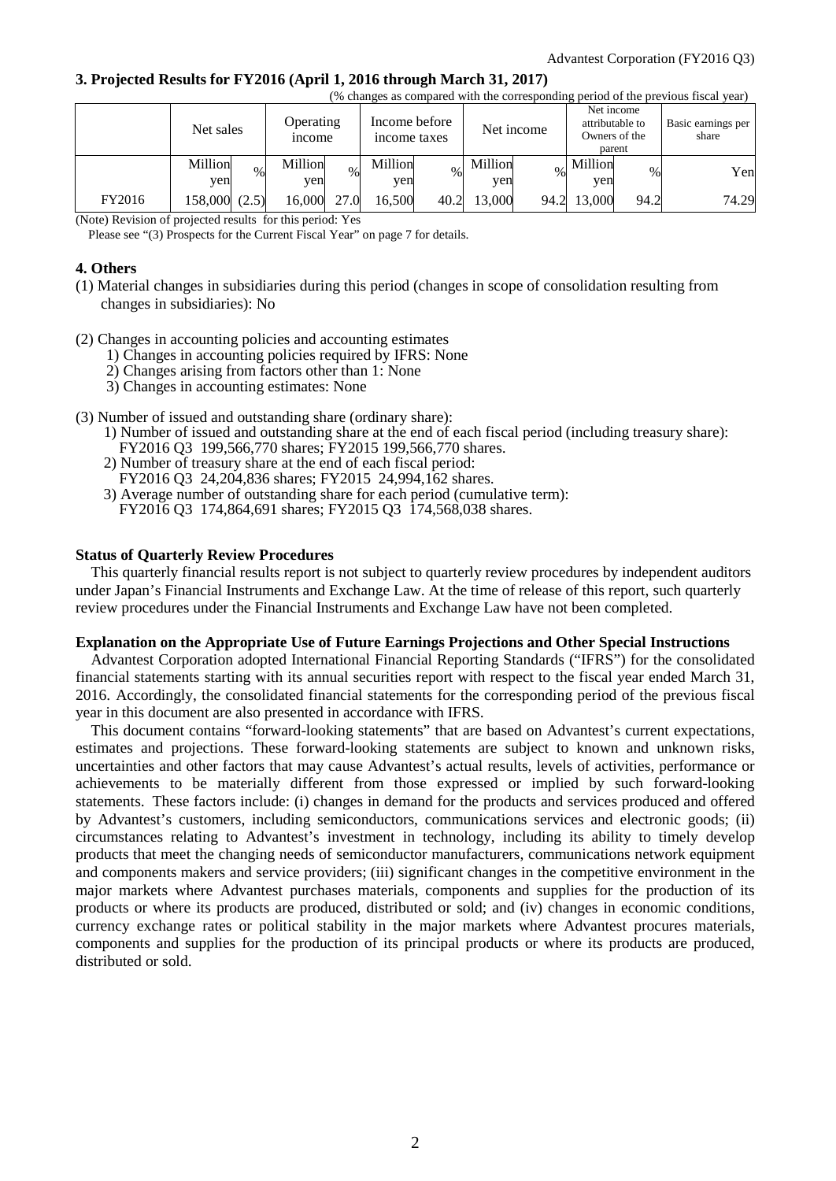### 3. Projected Results for FY2016 (April 1, 2016 through March 31, 2017)

(% changes as compared with the corresponding period of the previous fiscal year)

| | Net sales | | Operating income | | Income before income taxes | | Net income | | Net income attributable to Owners of the parent | | Basic earnings per share |
|---|---|---|---|---|---|---|---|---|---|---|---|
| | Million yen | % | Million yen | % | Million yen | % | Million yen | % | Million yen | % | Yen |
| FY2016 | 158,000 | (2.5) | 16,000 | 27.0 | 16,500 | 40.2 | 13,000 | 94.2 | 13,000 | 94.2 | 74.29 |

(Note) Revision of projected results for this period: Yes

Please see "(3) Prospects for the Current Fiscal Year" on page 7 for details.

### 4. Others

(1) Material changes in subsidiaries during this period (changes in scope of consolidation resulting from changes in subsidiaries): No

(2) Changes in accounting policies and accounting estimates

1) Changes in accounting policies required by IFRS: None
2) Changes arising from factors other than 1: None
3) Changes in accounting estimates: None

(3) Number of issued and outstanding share (ordinary share):

1) Number of issued and outstanding share at the end of each fiscal period (including treasury share):
FY2016 Q3 199,566,770 shares; FY2015 199,566,770 shares.
2) Number of treasury share at the end of each fiscal period:
FY2016 Q3 24,204,836 shares; FY2015 24,994,162 shares.
3) Average number of outstanding share for each period (cumulative term):
FY2016 Q3 174,864,691 shares; FY2015 Q3 174,568,038 shares.

**Status of Quarterly Review Procedures**

This quarterly financial results report is not subject to quarterly review procedures by independent auditors under Japan's Financial Instruments and Exchange Law. At the time of release of this report, such quarterly review procedures under the Financial Instruments and Exchange Law have not been completed.

**Explanation on the Appropriate Use of Future Earnings Projections and Other Special Instructions**

Advantest Corporation adopted International Financial Reporting Standards ("IFRS") for the consolidated financial statements starting with its annual securities report with respect to the fiscal year ended March 31, 2016. Accordingly, the consolidated financial statements for the corresponding period of the previous fiscal year in this document are also presented in accordance with IFRS.

This document contains "forward-looking statements" that are based on Advantest's current expectations, estimates and projections. These forward-looking statements are subject to known and unknown risks, uncertainties and other factors that may cause Advantest's actual results, levels of activities, performance or achievements to be materially different from those expressed or implied by such forward-looking statements. These factors include: (i) changes in demand for the products and services produced and offered by Advantest's customers, including semiconductors, communications services and electronic goods; (ii) circumstances relating to Advantest's investment in technology, including its ability to timely develop products that meet the changing needs of semiconductor manufacturers, communications network equipment and components makers and service providers; (iii) significant changes in the competitive environment in the major markets where Advantest purchases materials, components and supplies for the production of its products or where its products are produced, distributed or sold; and (iv) changes in economic conditions, currency exchange rates or political stability in the major markets where Advantest procures materials, components and supplies for the production of its principal products or where its products are produced, distributed or sold.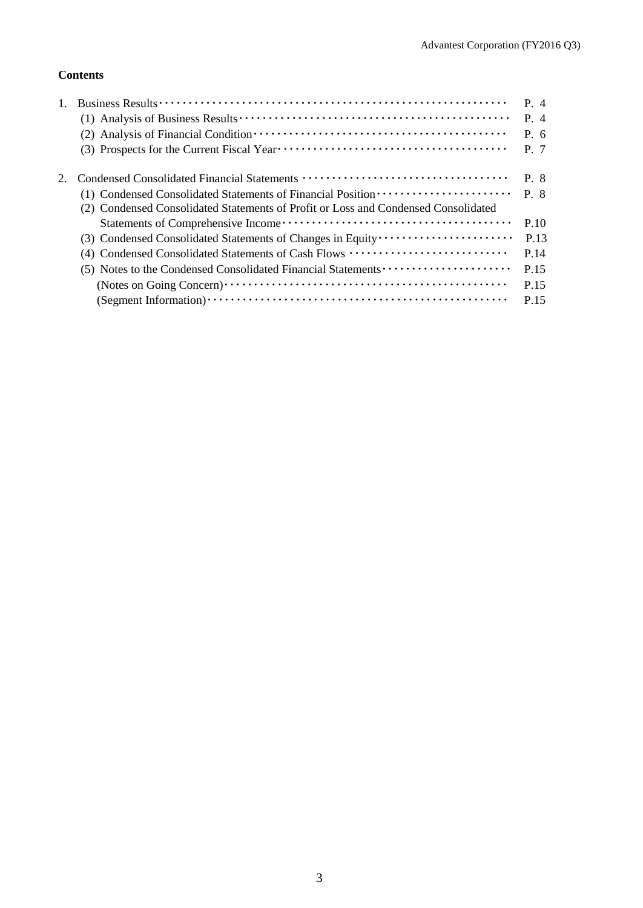**Contents**

1. Business Results ··· P. 4
   - (1) Analysis of Business Results ··· P. 4
   - (2) Analysis of Financial Condition ··· P. 6
   - (3) Prospects for the Current Fiscal Year ··· P. 7

2. Condensed Consolidated Financial Statements ··· P. 8
   - (1) Condensed Consolidated Statements of Financial Position ··· P. 8
   - (2) Condensed Consolidated Statements of Profit or Loss and Condensed Consolidated Statements of Comprehensive Income ··· P.10
   - (3) Condensed Consolidated Statements of Changes in Equity ··· P.13
   - (4) Condensed Consolidated Statements of Cash Flows ··· P.14
   - (5) Notes to the Condensed Consolidated Financial Statements ··· P.15
     - (Notes on Going Concern) ··· P.15
     - (Segment Information) ··· P.15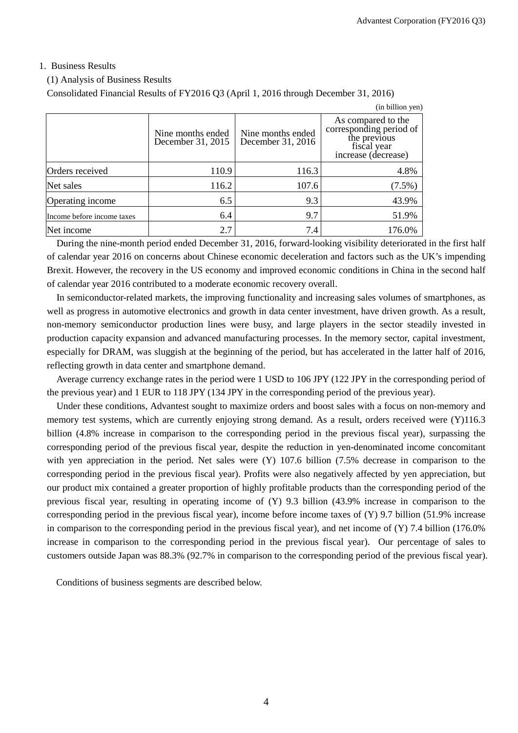## 1. Business Results

### (1) Analysis of Business Results

Consolidated Financial Results of FY2016 Q3 (April 1, 2016 through December 31, 2016)

(in billion yen)

| | Nine months ended December 31, 2015 | Nine months ended December 31, 2016 | As compared to the corresponding period of the previous fiscal year increase (decrease) |
|---|---|---|---|
| Orders received | 110.9 | 116.3 | 4.8% |
| Net sales | 116.2 | 107.6 | (7.5%) |
| Operating income | 6.5 | 9.3 | 43.9% |
| Income before income taxes | 6.4 | 9.7 | 51.9% |
| Net income | 2.7 | 7.4 | 176.0% |

During the nine-month period ended December 31, 2016, forward-looking visibility deteriorated in the first half of calendar year 2016 on concerns about Chinese economic deceleration and factors such as the UK's impending Brexit. However, the recovery in the US economy and improved economic conditions in China in the second half of calendar year 2016 contributed to a moderate economic recovery overall.

In semiconductor-related markets, the improving functionality and increasing sales volumes of smartphones, as well as progress in automotive electronics and growth in data center investment, have driven growth. As a result, non-memory semiconductor production lines were busy, and large players in the sector steadily invested in production capacity expansion and advanced manufacturing processes. In the memory sector, capital investment, especially for DRAM, was sluggish at the beginning of the period, but has accelerated in the latter half of 2016, reflecting growth in data center and smartphone demand.

Average currency exchange rates in the period were 1 USD to 106 JPY (122 JPY in the corresponding period of the previous year) and 1 EUR to 118 JPY (134 JPY in the corresponding period of the previous year).

Under these conditions, Advantest sought to maximize orders and boost sales with a focus on non-memory and memory test systems, which are currently enjoying strong demand. As a result, orders received were (Y)116.3 billion (4.8% increase in comparison to the corresponding period in the previous fiscal year), surpassing the corresponding period of the previous fiscal year, despite the reduction in yen-denominated income concomitant with yen appreciation in the period. Net sales were (Y) 107.6 billion (7.5% decrease in comparison to the corresponding period in the previous fiscal year). Profits were also negatively affected by yen appreciation, but our product mix contained a greater proportion of highly profitable products than the corresponding period of the previous fiscal year, resulting in operating income of (Y) 9.3 billion (43.9% increase in comparison to the corresponding period in the previous fiscal year), income before income taxes of (Y) 9.7 billion (51.9% increase in comparison to the corresponding period in the previous fiscal year), and net income of (Y) 7.4 billion (176.0% increase in comparison to the corresponding period in the previous fiscal year). Our percentage of sales to customers outside Japan was 88.3% (92.7% in comparison to the corresponding period of the previous fiscal year).

Conditions of business segments are described below.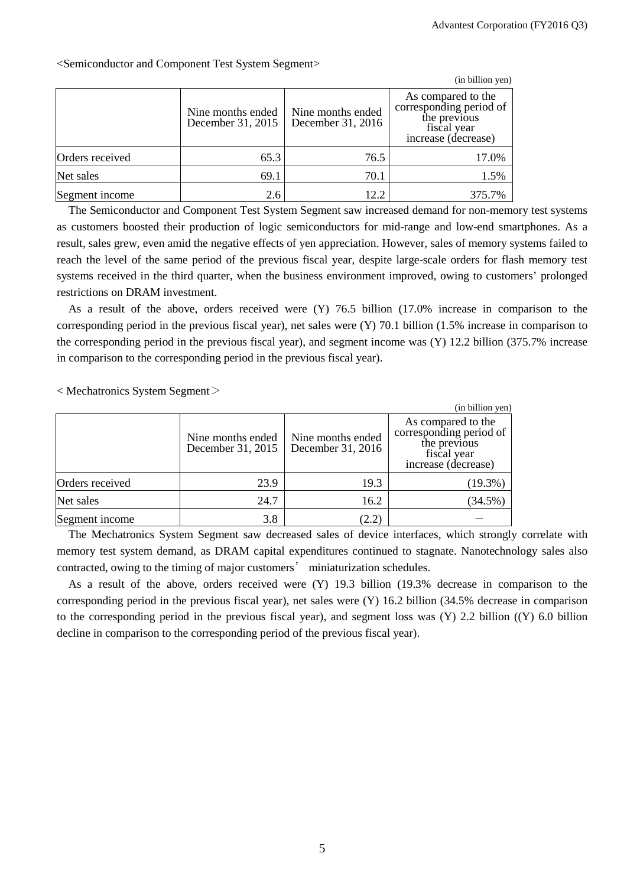<Semiconductor and Component Test System Segment>

(in billion yen)

| | Nine months ended December 31, 2015 | Nine months ended December 31, 2016 | As compared to the corresponding period of the previous fiscal year increase (decrease) |
|---|---|---|---|
| Orders received | 65.3 | 76.5 | 17.0% |
| Net sales | 69.1 | 70.1 | 1.5% |
| Segment income | 2.6 | 12.2 | 375.7% |

The Semiconductor and Component Test System Segment saw increased demand for non-memory test systems as customers boosted their production of logic semiconductors for mid-range and low-end smartphones. As a result, sales grew, even amid the negative effects of yen appreciation. However, sales of memory systems failed to reach the level of the same period of the previous fiscal year, despite large-scale orders for flash memory test systems received in the third quarter, when the business environment improved, owing to customers' prolonged restrictions on DRAM investment.

As a result of the above, orders received were (Y) 76.5 billion (17.0% increase in comparison to the corresponding period in the previous fiscal year), net sales were (Y) 70.1 billion (1.5% increase in comparison to the corresponding period in the previous fiscal year), and segment income was (Y) 12.2 billion (375.7% increase in comparison to the corresponding period in the previous fiscal year).

< Mechatronics System Segment＞

(in billion yen)

| | Nine months ended December 31, 2015 | Nine months ended December 31, 2016 | As compared to the corresponding period of the previous fiscal year increase (decrease) |
|---|---|---|---|
| Orders received | 23.9 | 19.3 | (19.3%) |
| Net sales | 24.7 | 16.2 | (34.5%) |
| Segment income | 3.8 | (2.2) | － |

The Mechatronics System Segment saw decreased sales of device interfaces, which strongly correlate with memory test system demand, as DRAM capital expenditures continued to stagnate. Nanotechnology sales also contracted, owing to the timing of major customers' miniaturization schedules.

As a result of the above, orders received were (Y) 19.3 billion (19.3% decrease in comparison to the corresponding period in the previous fiscal year), net sales were (Y) 16.2 billion (34.5% decrease in comparison to the corresponding period in the previous fiscal year), and segment loss was (Y) 2.2 billion ((Y) 6.0 billion decline in comparison to the corresponding period of the previous fiscal year).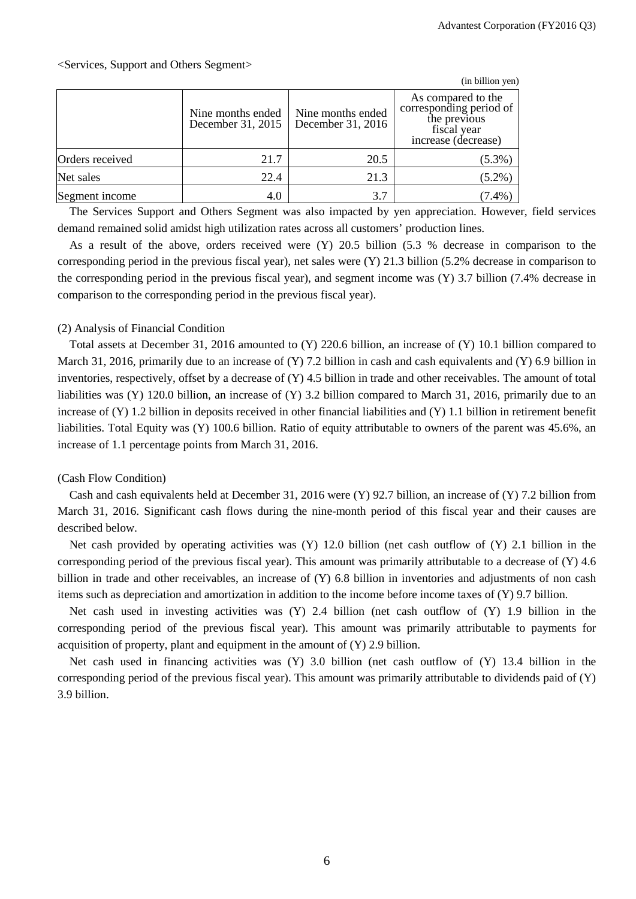<Services, Support and Others Segment>

(in billion yen)

| | Nine months ended December 31, 2015 | Nine months ended December 31, 2016 | As compared to the corresponding period of the previous fiscal year increase (decrease) |
|---|---|---|---|
| Orders received | 21.7 | 20.5 | (5.3%) |
| Net sales | 22.4 | 21.3 | (5.2%) |
| Segment income | 4.0 | 3.7 | (7.4%) |

The Services Support and Others Segment was also impacted by yen appreciation. However, field services demand remained solid amidst high utilization rates across all customers' production lines.

As a result of the above, orders received were (Y) 20.5 billion (5.3 % decrease in comparison to the corresponding period in the previous fiscal year), net sales were (Y) 21.3 billion (5.2% decrease in comparison to the corresponding period in the previous fiscal year), and segment income was (Y) 3.7 billion (7.4% decrease in comparison to the corresponding period in the previous fiscal year).

(2) Analysis of Financial Condition

Total assets at December 31, 2016 amounted to (Y) 220.6 billion, an increase of (Y) 10.1 billion compared to March 31, 2016, primarily due to an increase of (Y) 7.2 billion in cash and cash equivalents and (Y) 6.9 billion in inventories, respectively, offset by a decrease of (Y) 4.5 billion in trade and other receivables. The amount of total liabilities was (Y) 120.0 billion, an increase of (Y) 3.2 billion compared to March 31, 2016, primarily due to an increase of (Y) 1.2 billion in deposits received in other financial liabilities and (Y) 1.1 billion in retirement benefit liabilities. Total Equity was (Y) 100.6 billion. Ratio of equity attributable to owners of the parent was 45.6%, an increase of 1.1 percentage points from March 31, 2016.

(Cash Flow Condition)

Cash and cash equivalents held at December 31, 2016 were (Y) 92.7 billion, an increase of (Y) 7.2 billion from March 31, 2016. Significant cash flows during the nine-month period of this fiscal year and their causes are described below.

Net cash provided by operating activities was (Y) 12.0 billion (net cash outflow of (Y) 2.1 billion in the corresponding period of the previous fiscal year). This amount was primarily attributable to a decrease of (Y) 4.6 billion in trade and other receivables, an increase of (Y) 6.8 billion in inventories and adjustments of non cash items such as depreciation and amortization in addition to the income before income taxes of (Y) 9.7 billion.

Net cash used in investing activities was (Y) 2.4 billion (net cash outflow of (Y) 1.9 billion in the corresponding period of the previous fiscal year). This amount was primarily attributable to payments for acquisition of property, plant and equipment in the amount of (Y) 2.9 billion.

Net cash used in financing activities was (Y) 3.0 billion (net cash outflow of (Y) 13.4 billion in the corresponding period of the previous fiscal year). This amount was primarily attributable to dividends paid of (Y) 3.9 billion.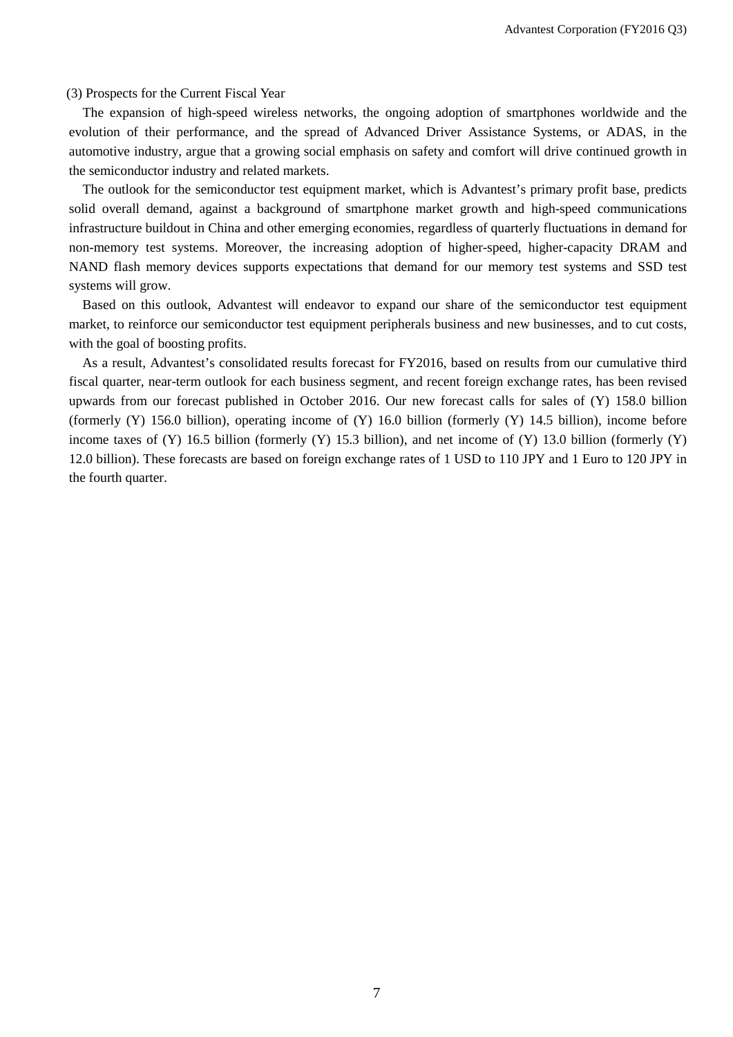### (3) Prospects for the Current Fiscal Year

The expansion of high-speed wireless networks, the ongoing adoption of smartphones worldwide and the evolution of their performance, and the spread of Advanced Driver Assistance Systems, or ADAS, in the automotive industry, argue that a growing social emphasis on safety and comfort will drive continued growth in the semiconductor industry and related markets.

The outlook for the semiconductor test equipment market, which is Advantest's primary profit base, predicts solid overall demand, against a background of smartphone market growth and high-speed communications infrastructure buildout in China and other emerging economies, regardless of quarterly fluctuations in demand for non-memory test systems. Moreover, the increasing adoption of higher-speed, higher-capacity DRAM and NAND flash memory devices supports expectations that demand for our memory test systems and SSD test systems will grow.

Based on this outlook, Advantest will endeavor to expand our share of the semiconductor test equipment market, to reinforce our semiconductor test equipment peripherals business and new businesses, and to cut costs, with the goal of boosting profits.

As a result, Advantest's consolidated results forecast for FY2016, based on results from our cumulative third fiscal quarter, near-term outlook for each business segment, and recent foreign exchange rates, has been revised upwards from our forecast published in October 2016. Our new forecast calls for sales of (Y) 158.0 billion (formerly (Y) 156.0 billion), operating income of (Y) 16.0 billion (formerly (Y) 14.5 billion), income before income taxes of (Y) 16.5 billion (formerly (Y) 15.3 billion), and net income of (Y) 13.0 billion (formerly (Y) 12.0 billion). These forecasts are based on foreign exchange rates of 1 USD to 110 JPY and 1 Euro to 120 JPY in the fourth quarter.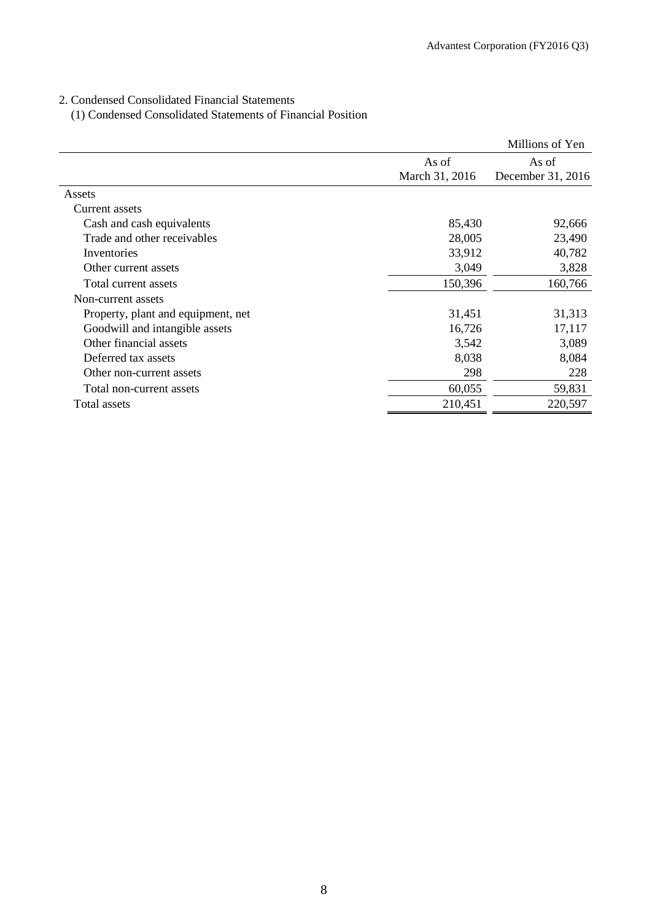## 2. Condensed Consolidated Financial Statements

### (1) Condensed Consolidated Statements of Financial Position

| | | Millions of Yen |
|---|---|---|
| | As of March 31, 2016 | As of December 31, 2016 |
| Assets | | |
| Current assets | | |
| Cash and cash equivalents | 85,430 | 92,666 |
| Trade and other receivables | 28,005 | 23,490 |
| Inventories | 33,912 | 40,782 |
| Other current assets | 3,049 | 3,828 |
| Total current assets | 150,396 | 160,766 |
| Non-current assets | | |
| Property, plant and equipment, net | 31,451 | 31,313 |
| Goodwill and intangible assets | 16,726 | 17,117 |
| Other financial assets | 3,542 | 3,089 |
| Deferred tax assets | 8,038 | 8,084 |
| Other non-current assets | 298 | 228 |
| Total non-current assets | 60,055 | 59,831 |
| Total assets | 210,451 | 220,597 |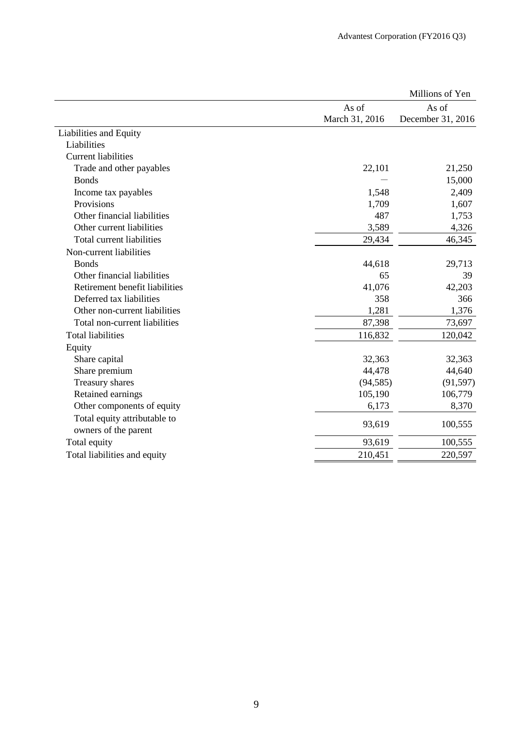Millions of Yen

| | As of March 31, 2016 | As of December 31, 2016 |
|---|---|---|
| Liabilities and Equity | | |
| Liabilities | | |
| Current liabilities | | |
| Trade and other payables | 22,101 | 21,250 |
| Bonds | ― | 15,000 |
| Income tax payables | 1,548 | 2,409 |
| Provisions | 1,709 | 1,607 |
| Other financial liabilities | 487 | 1,753 |
| Other current liabilities | 3,589 | 4,326 |
| Total current liabilities | 29,434 | 46,345 |
| Non-current liabilities | | |
| Bonds | 44,618 | 29,713 |
| Other financial liabilities | 65 | 39 |
| Retirement benefit liabilities | 41,076 | 42,203 |
| Deferred tax liabilities | 358 | 366 |
| Other non-current liabilities | 1,281 | 1,376 |
| Total non-current liabilities | 87,398 | 73,697 |
| Total liabilities | 116,832 | 120,042 |
| Equity | | |
| Share capital | 32,363 | 32,363 |
| Share premium | 44,478 | 44,640 |
| Treasury shares | (94,585) | (91,597) |
| Retained earnings | 105,190 | 106,779 |
| Other components of equity | 6,173 | 8,370 |
| Total equity attributable to owners of the parent | 93,619 | 100,555 |
| Total equity | 93,619 | 100,555 |
| Total liabilities and equity | 210,451 | 220,597 |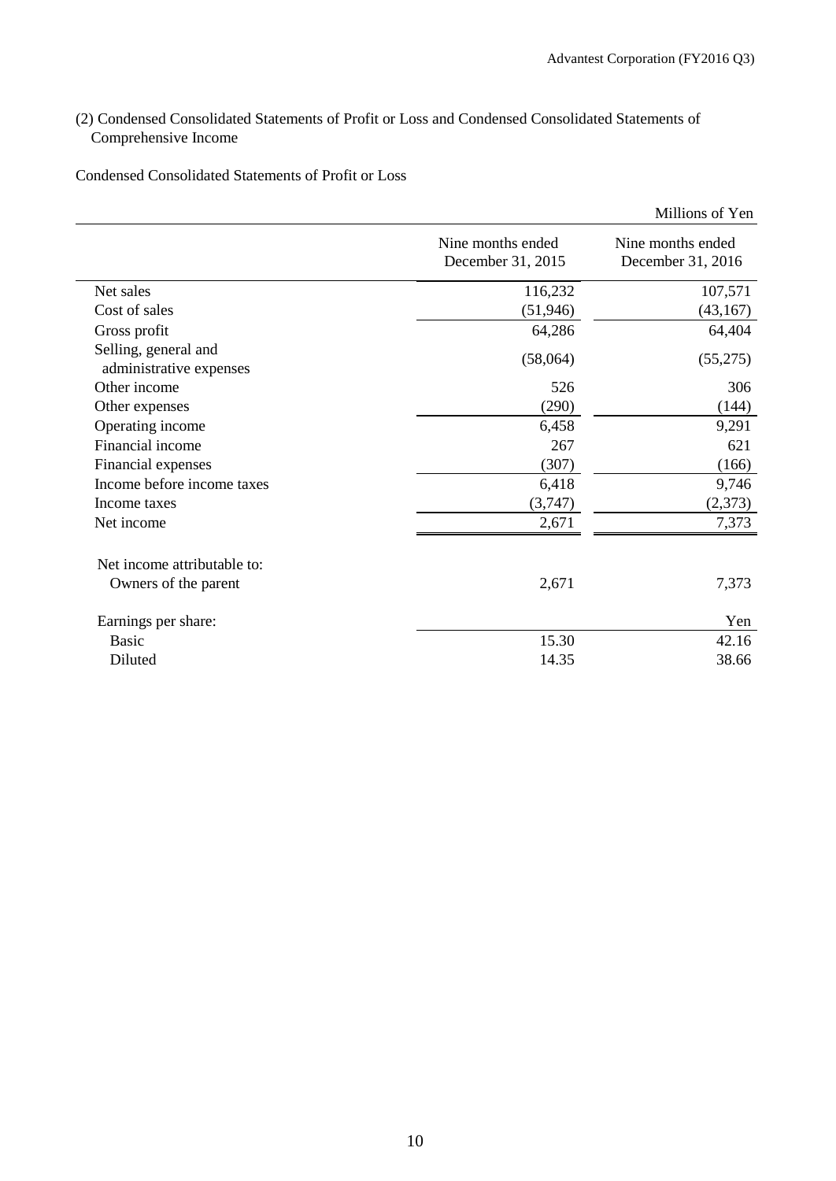(2) Condensed Consolidated Statements of Profit or Loss and Condensed Consolidated Statements of Comprehensive Income

Condensed Consolidated Statements of Profit or Loss

Millions of Yen

| | Nine months ended December 31, 2015 | Nine months ended December 31, 2016 |
|---|---|---|
| Net sales | 116,232 | 107,571 |
| Cost of sales | (51,946) | (43,167) |
| Gross profit | 64,286 | 64,404 |
| Selling, general and administrative expenses | (58,064) | (55,275) |
| Other income | 526 | 306 |
| Other expenses | (290) | (144) |
| Operating income | 6,458 | 9,291 |
| Financial income | 267 | 621 |
| Financial expenses | (307) | (166) |
| Income before income taxes | 6,418 | 9,746 |
| Income taxes | (3,747) | (2,373) |
| Net income | 2,671 | 7,373 |
| | | |
| Net income attributable to: | | |
| Owners of the parent | 2,671 | 7,373 |
| | | |
| Earnings per share: | | Yen |
| Basic | 15.30 | 42.16 |
| Diluted | 14.35 | 38.66 |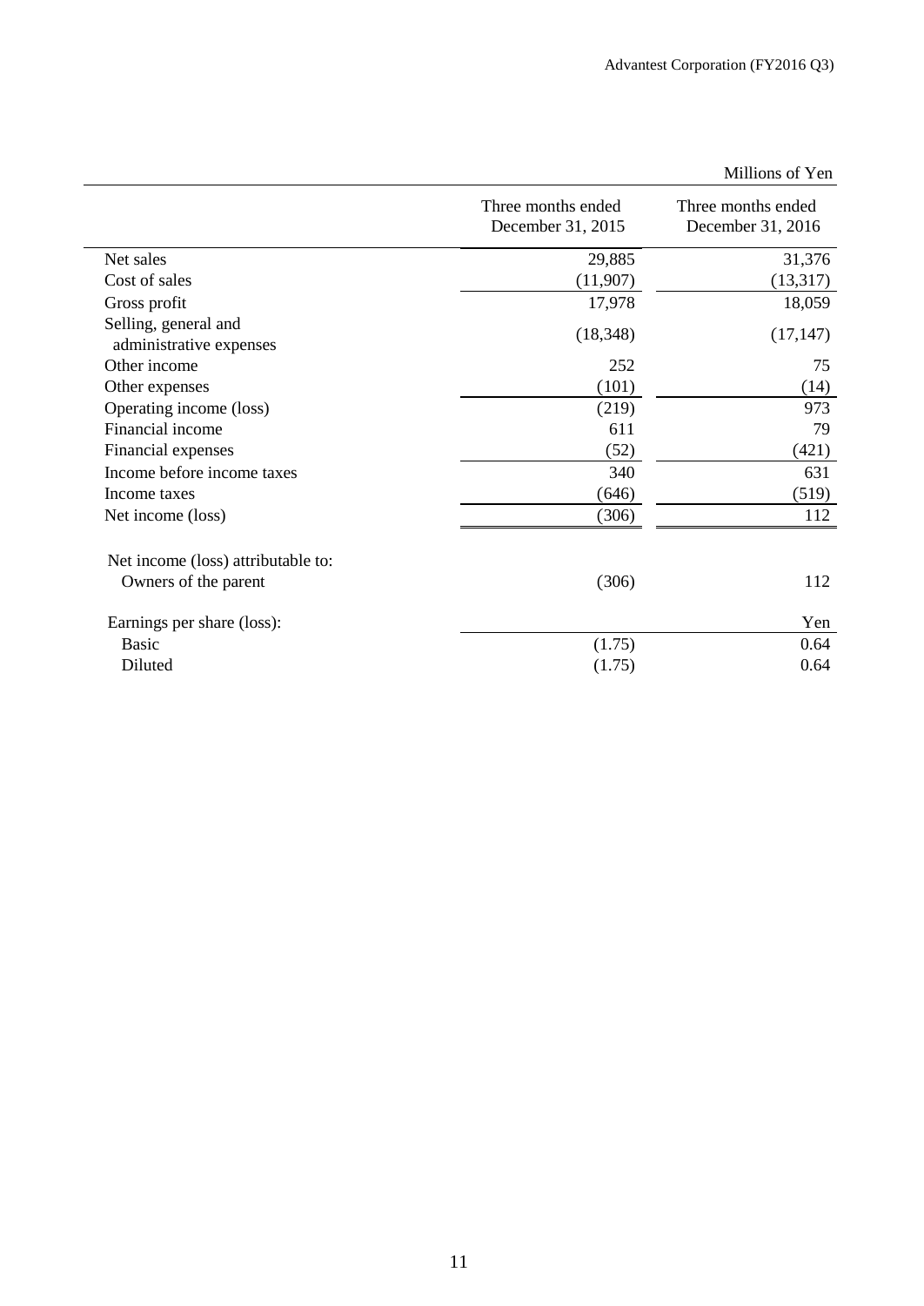Millions of Yen

| | Three months ended December 31, 2015 | Three months ended December 31, 2016 |
|---|---|---|
| Net sales | 29,885 | 31,376 |
| Cost of sales | (11,907) | (13,317) |
| Gross profit | 17,978 | 18,059 |
| Selling, general and administrative expenses | (18,348) | (17,147) |
| Other income | 252 | 75 |
| Other expenses | (101) | (14) |
| Operating income (loss) | (219) | 973 |
| Financial income | 611 | 79 |
| Financial expenses | (52) | (421) |
| Income before income taxes | 340 | 631 |
| Income taxes | (646) | (519) |
| Net income (loss) | (306) | 112 |
| | | |
| Net income (loss) attributable to: | | |
| Owners of the parent | (306) | 112 |
| | | |
| Earnings per share (loss): | | Yen |
| Basic | (1.75) | 0.64 |
| Diluted | (1.75) | 0.64 |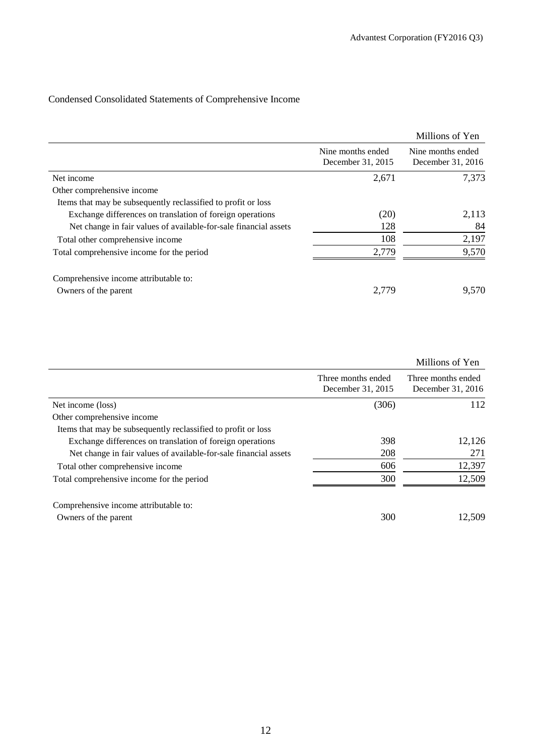## Condensed Consolidated Statements of Comprehensive Income

Millions of Yen

| | Nine months ended December 31, 2015 | Nine months ended December 31, 2016 |
|---|---|---|
| Net income | 2,671 | 7,373 |
| Other comprehensive income | | |
| Items that may be subsequently reclassified to profit or loss | | |
| Exchange differences on translation of foreign operations | (20) | 2,113 |
| Net change in fair values of available-for-sale financial assets | 128 | 84 |
| Total other comprehensive income | 108 | 2,197 |
| Total comprehensive income for the period | 2,779 | 9,570 |
| Comprehensive income attributable to: | | |
| Owners of the parent | 2,779 | 9,570 |

Millions of Yen

| | Three months ended December 31, 2015 | Three months ended December 31, 2016 |
|---|---|---|
| Net income (loss) | (306) | 112 |
| Other comprehensive income | | |
| Items that may be subsequently reclassified to profit or loss | | |
| Exchange differences on translation of foreign operations | 398 | 12,126 |
| Net change in fair values of available-for-sale financial assets | 208 | 271 |
| Total other comprehensive income | 606 | 12,397 |
| Total comprehensive income for the period | 300 | 12,509 |
| Comprehensive income attributable to: | | |
| Owners of the parent | 300 | 12,509 |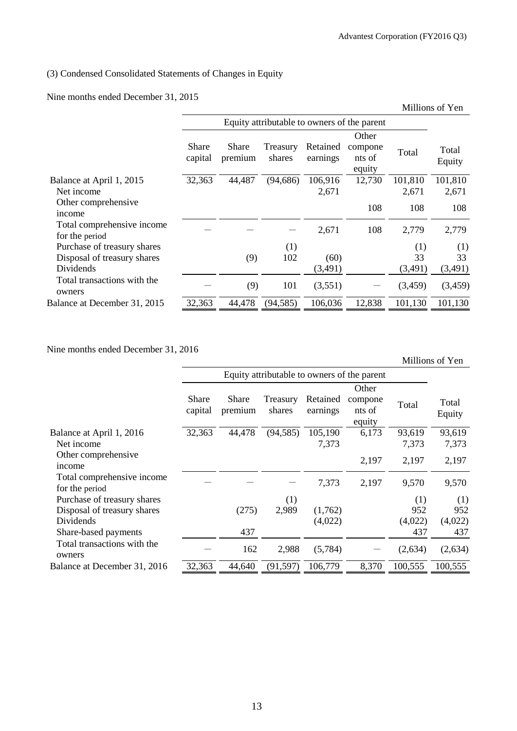### (3) Condensed Consolidated Statements of Changes in Equity

Nine months ended December 31, 2015

Millions of Yen

| | Equity attributable to owners of the parent | | | | | | |
|---|---|---|---|---|---|---|---|
| | Share capital | Share premium | Treasury shares | Retained earnings | Other components of equity | Total | Total Equity |
| Balance at April 1, 2015 | 32,363 | 44,487 | (94,686) | 106,916 | 12,730 | 101,810 | 101,810 |
| Net income | | | | 2,671 | | 2,671 | 2,671 |
| Other comprehensive income | | | | | 108 | 108 | 108 |
| Total comprehensive income for the period | — | — | — | 2,671 | 108 | 2,779 | 2,779 |
| Purchase of treasury shares | | | (1) | | | (1) | (1) |
| Disposal of treasury shares | | (9) | 102 | (60) | | 33 | 33 |
| Dividends | | | | (3,491) | | (3,491) | (3,491) |
| Total transactions with the owners | — | (9) | 101 | (3,551) | — | (3,459) | (3,459) |
| Balance at December 31, 2015 | 32,363 | 44,478 | (94,585) | 106,036 | 12,838 | 101,130 | 101,130 |

Nine months ended December 31, 2016

Millions of Yen

| | Equity attributable to owners of the parent | | | | | | |
|---|---|---|---|---|---|---|---|
| | Share capital | Share premium | Treasury shares | Retained earnings | Other components of equity | Total | Total Equity |
| Balance at April 1, 2016 | 32,363 | 44,478 | (94,585) | 105,190 | 6,173 | 93,619 | 93,619 |
| Net income | | | | 7,373 | | 7,373 | 7,373 |
| Other comprehensive income | | | | | 2,197 | 2,197 | 2,197 |
| Total comprehensive income for the period | — | — | — | 7,373 | 2,197 | 9,570 | 9,570 |
| Purchase of treasury shares | | | (1) | | | (1) | (1) |
| Disposal of treasury shares | | (275) | 2,989 | (1,762) | | 952 | 952 |
| Dividends | | | | (4,022) | | (4,022) | (4,022) |
| Share-based payments | | 437 | | | | 437 | 437 |
| Total transactions with the owners | — | 162 | 2,988 | (5,784) | — | (2,634) | (2,634) |
| Balance at December 31, 2016 | 32,363 | 44,640 | (91,597) | 106,779 | 8,370 | 100,555 | 100,555 |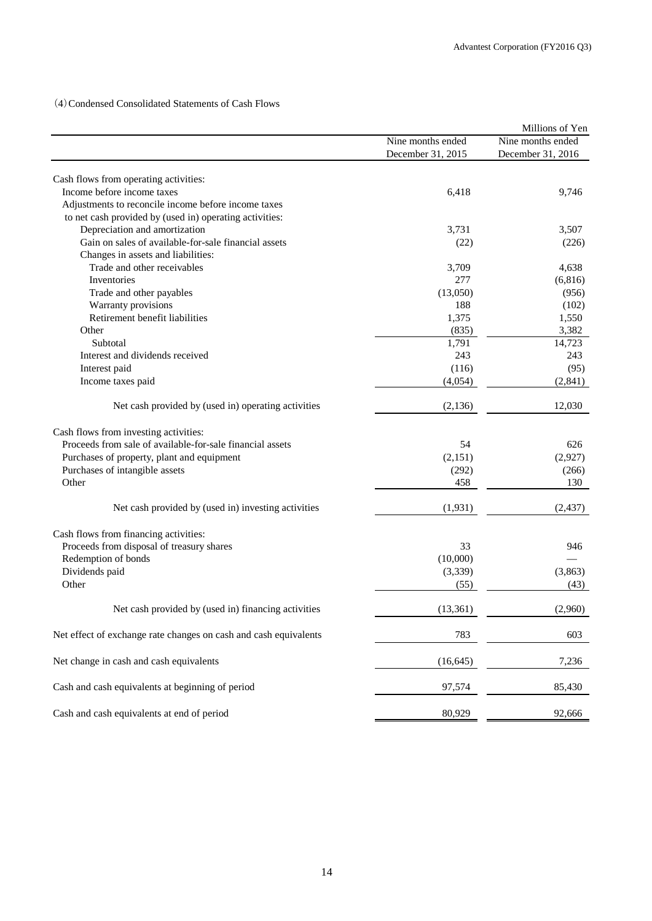(4) Condensed Consolidated Statements of Cash Flows

| | | Millions of Yen |
|---|---|---|
| | Nine months ended December 31, 2015 | Nine months ended December 31, 2016 |
| Cash flows from operating activities: | | |
| Income before income taxes | 6,418 | 9,746 |
| Adjustments to reconcile income before income taxes to net cash provided by (used in) operating activities: | | |
| Depreciation and amortization | 3,731 | 3,507 |
| Gain on sales of available-for-sale financial assets | (22) | (226) |
| Changes in assets and liabilities: | | |
| Trade and other receivables | 3,709 | 4,638 |
| Inventories | 277 | (6,816) |
| Trade and other payables | (13,050) | (956) |
| Warranty provisions | 188 | (102) |
| Retirement benefit liabilities | 1,375 | 1,550 |
| Other | (835) | 3,382 |
| Subtotal | 1,791 | 14,723 |
| Interest and dividends received | 243 | 243 |
| Interest paid | (116) | (95) |
| Income taxes paid | (4,054) | (2,841) |
| Net cash provided by (used in) operating activities | (2,136) | 12,030 |
| Cash flows from investing activities: | | |
| Proceeds from sale of available-for-sale financial assets | 54 | 626 |
| Purchases of property, plant and equipment | (2,151) | (2,927) |
| Purchases of intangible assets | (292) | (266) |
| Other | 458 | 130 |
| Net cash provided by (used in) investing activities | (1,931) | (2,437) |
| Cash flows from financing activities: | | |
| Proceeds from disposal of treasury shares | 33 | 946 |
| Redemption of bonds | (10,000) | — |
| Dividends paid | (3,339) | (3,863) |
| Other | (55) | (43) |
| Net cash provided by (used in) financing activities | (13,361) | (2,960) |
| Net effect of exchange rate changes on cash and cash equivalents | 783 | 603 |
| Net change in cash and cash equivalents | (16,645) | 7,236 |
| Cash and cash equivalents at beginning of period | 97,574 | 85,430 |
| Cash and cash equivalents at end of period | 80,929 | 92,666 |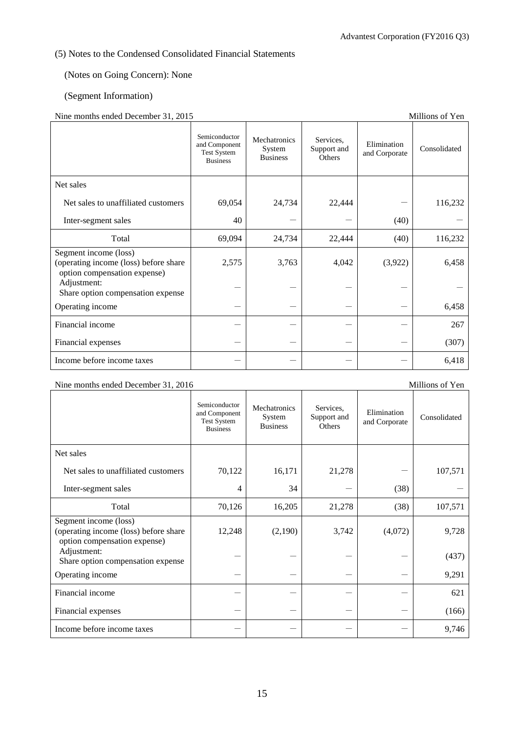## (5) Notes to the Condensed Consolidated Financial Statements

(Notes on Going Concern): None

(Segment Information)

Nine months ended December 31, 2015 — Millions of Yen

| | Semiconductor and Component Test System Business | Mechatronics System Business | Services, Support and Others | Elimination and Corporate | Consolidated |
|---|---|---|---|---|---|
| Net sales | | | | | |
| Net sales to unaffiliated customers | 69,054 | 24,734 | 22,444 | — | 116,232 |
| Inter-segment sales | 40 | — | — | (40) | — |
| Total | 69,094 | 24,734 | 22,444 | (40) | 116,232 |
| Segment income (loss) (operating income (loss) before share option compensation expense) | 2,575 | 3,763 | 4,042 | (3,922) | 6,458 |
| Adjustment: Share option compensation expense | — | — | — | — | — |
| Operating income | — | — | — | — | 6,458 |
| Financial income | — | — | — | — | 267 |
| Financial expenses | — | — | — | — | (307) |
| Income before income taxes | — | — | — | — | 6,418 |

Nine months ended December 31, 2016 — Millions of Yen

| | Semiconductor and Component Test System Business | Mechatronics System Business | Services, Support and Others | Elimination and Corporate | Consolidated |
|---|---|---|---|---|---|
| Net sales | | | | | |
| Net sales to unaffiliated customers | 70,122 | 16,171 | 21,278 | — | 107,571 |
| Inter-segment sales | 4 | 34 | — | (38) | — |
| Total | 70,126 | 16,205 | 21,278 | (38) | 107,571 |
| Segment income (loss) (operating income (loss) before share option compensation expense) | 12,248 | (2,190) | 3,742 | (4,072) | 9,728 |
| Adjustment: Share option compensation expense | — | — | — | — | (437) |
| Operating income | — | — | — | — | 9,291 |
| Financial income | — | — | — | — | 621 |
| Financial expenses | — | — | — | — | (166) |
| Income before income taxes | — | — | — | — | 9,746 |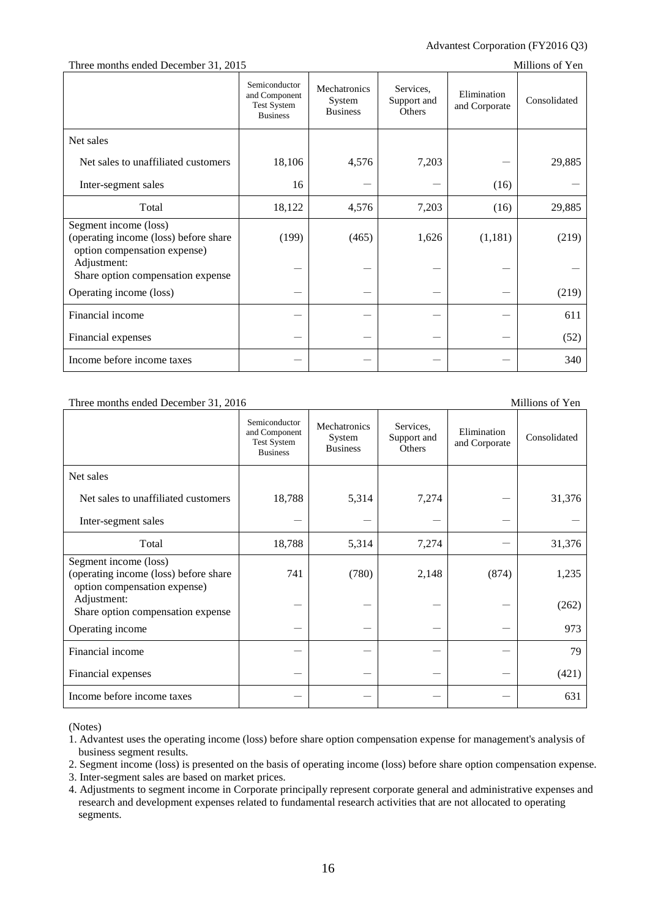Three months ended December 31, 2015 Millions of Yen

| | Semiconductor and Component Test System Business | Mechatronics System Business | Services, Support and Others | Elimination and Corporate | Consolidated |
|---|---|---|---|---|---|
| Net sales | | | | | |
| Net sales to unaffiliated customers | 18,106 | 4,576 | 7,203 | — | 29,885 |
| Inter-segment sales | 16 | — | — | (16) | — |
| Total | 18,122 | 4,576 | 7,203 | (16) | 29,885 |
| Segment income (loss) (operating income (loss) before share option compensation expense) | (199) | (465) | 1,626 | (1,181) | (219) |
| Adjustment: Share option compensation expense | — | — | — | — | — |
| Operating income (loss) | — | — | — | — | (219) |
| Financial income | — | — | — | — | 611 |
| Financial expenses | — | — | — | — | (52) |
| Income before income taxes | — | — | — | — | 340 |

Three months ended December 31, 2016 Millions of Yen

| | Semiconductor and Component Test System Business | Mechatronics System Business | Services, Support and Others | Elimination and Corporate | Consolidated |
|---|---|---|---|---|---|
| Net sales | | | | | |
| Net sales to unaffiliated customers | 18,788 | 5,314 | 7,274 | — | 31,376 |
| Inter-segment sales | — | — | — | — | — |
| Total | 18,788 | 5,314 | 7,274 | — | 31,376 |
| Segment income (loss) (operating income (loss) before share option compensation expense) | 741 | (780) | 2,148 | (874) | 1,235 |
| Adjustment: Share option compensation expense | — | — | — | — | (262) |
| Operating income | — | — | — | — | 973 |
| Financial income | — | — | — | — | 79 |
| Financial expenses | — | — | — | — | (421) |
| Income before income taxes | — | — | — | — | 631 |

(Notes)

1. Advantest uses the operating income (loss) before share option compensation expense for management's analysis of business segment results.
2. Segment income (loss) is presented on the basis of operating income (loss) before share option compensation expense.
3. Inter-segment sales are based on market prices.
4. Adjustments to segment income in Corporate principally represent corporate general and administrative expenses and research and development expenses related to fundamental research activities that are not allocated to operating segments.